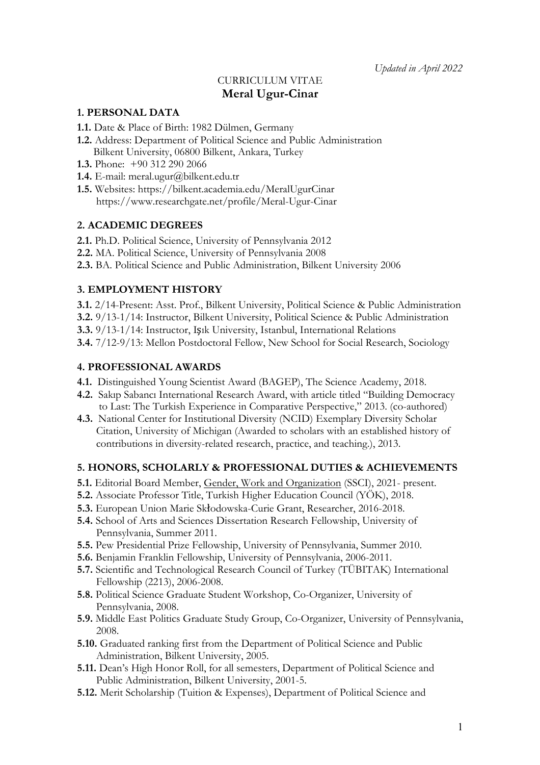*Updated in April 2022*

CURRICULUM VITAE

# Meral Ugur-Cinar

## 1. PERSONAL DATA

**1.1.** Date & Place of Birth: 1982 Dülmen, Germany
**1.2.** Address: Department of Political Science and Public Administration
Bilkent University, 06800 Bilkent, Ankara, Turkey
**1.3.** Phone: +90 312 290 2066
**1.4.** E-mail: meral.ugur@bilkent.edu.tr
**1.5.** Websites: https://bilkent.academia.edu/MeralUgurCinar
https://www.researchgate.net/profile/Meral-Ugur-Cinar

## 2. ACADEMIC DEGREES

**2.1.** Ph.D. Political Science, University of Pennsylvania 2012
**2.2.** MA. Political Science, University of Pennsylvania 2008
**2.3.** BA. Political Science and Public Administration, Bilkent University 2006

## 3. EMPLOYMENT HISTORY

**3.1.** 2/14-Present: Asst. Prof., Bilkent University, Political Science & Public Administration
**3.2.** 9/13-1/14: Instructor, Bilkent University, Political Science & Public Administration
**3.3.** 9/13-1/14: Instructor, Işık University, Istanbul, International Relations
**3.4.** 7/12-9/13: Mellon Postdoctoral Fellow, New School for Social Research, Sociology

## 4. PROFESSIONAL AWARDS

**4.1.** Distinguished Young Scientist Award (BAGEP), The Science Academy, 2018.
**4.2.** Sakıp Sabancı International Research Award, with article titled "Building Democracy to Last: The Turkish Experience in Comparative Perspective," 2013. (co-authored)
**4.3.** National Center for Institutional Diversity (NCID) Exemplary Diversity Scholar Citation, University of Michigan (Awarded to scholars with an established history of contributions in diversity-related research, practice, and teaching.), 2013.

## 5. HONORS, SCHOLARLY & PROFESSIONAL DUTIES & ACHIEVEMENTS

**5.1.** Editorial Board Member, Gender, Work and Organization (SSCI), 2021- present.
**5.2.** Associate Professor Title, Turkish Higher Education Council (YÖK), 2018.
**5.3.** European Union Marie Skłodowska-Curie Grant, Researcher, 2016-2018.
**5.4.** School of Arts and Sciences Dissertation Research Fellowship, University of Pennsylvania, Summer 2011.
**5.5.** Pew Presidential Prize Fellowship, University of Pennsylvania, Summer 2010.
**5.6.** Benjamin Franklin Fellowship, University of Pennsylvania, 2006-2011.
**5.7.** Scientific and Technological Research Council of Turkey (TÜBITAK) International Fellowship (2213), 2006-2008.
**5.8.** Political Science Graduate Student Workshop, Co-Organizer, University of Pennsylvania, 2008.
**5.9.** Middle East Politics Graduate Study Group, Co-Organizer, University of Pennsylvania, 2008.
**5.10.** Graduated ranking first from the Department of Political Science and Public Administration, Bilkent University, 2005.
**5.11.** Dean's High Honor Roll, for all semesters, Department of Political Science and Public Administration, Bilkent University, 2001-5.
**5.12.** Merit Scholarship (Tuition & Expenses), Department of Political Science and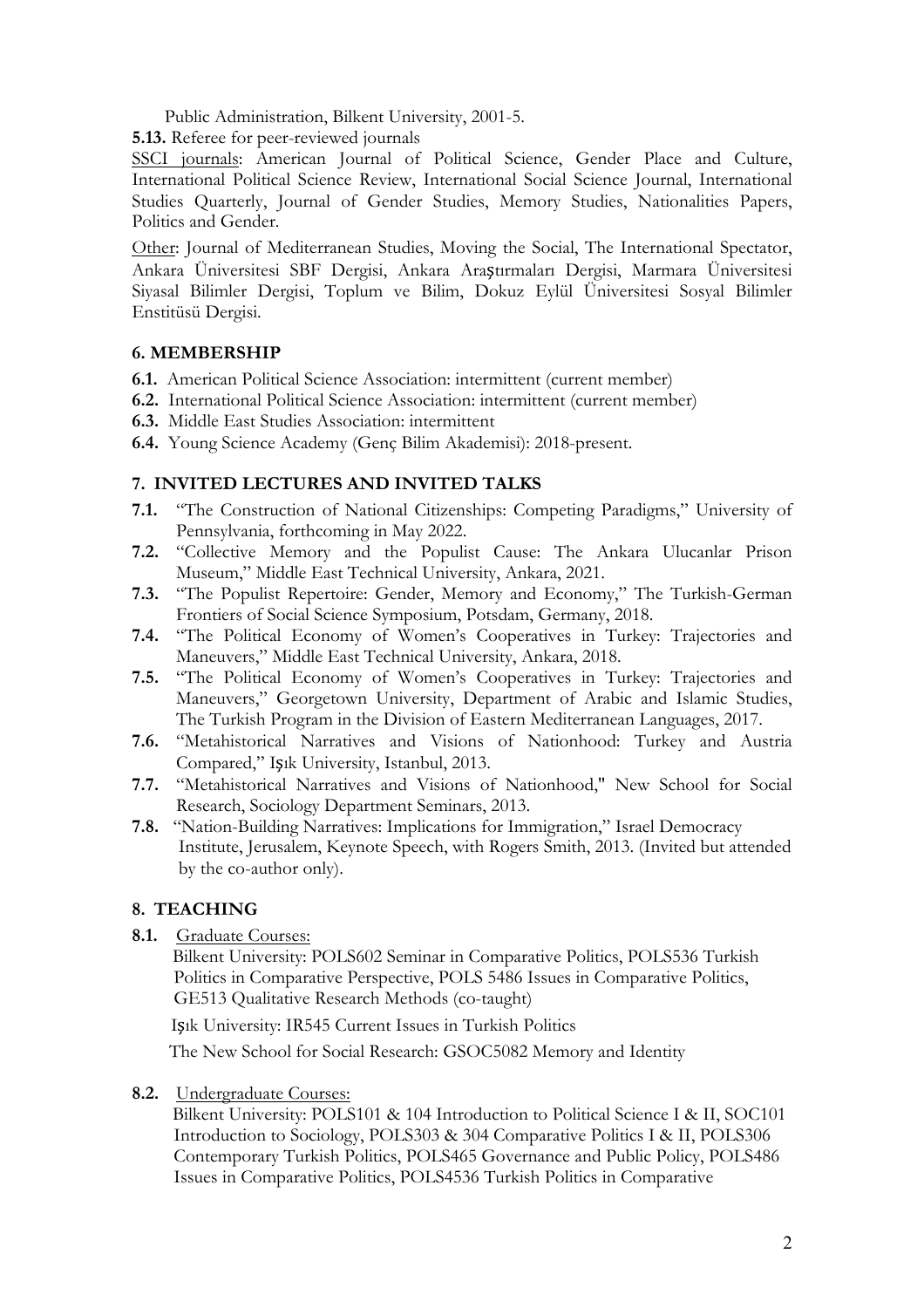Public Administration, Bilkent University, 2001-5.

**5.13.** Referee for peer-reviewed journals

SSCI journals: American Journal of Political Science, Gender Place and Culture, International Political Science Review, International Social Science Journal, International Studies Quarterly, Journal of Gender Studies, Memory Studies, Nationalities Papers, Politics and Gender.

Other: Journal of Mediterranean Studies, Moving the Social, The International Spectator, Ankara Üniversitesi SBF Dergisi, Ankara Araştırmaları Dergisi, Marmara Üniversitesi Siyasal Bilimler Dergisi, Toplum ve Bilim, Dokuz Eylül Üniversitesi Sosyal Bilimler Enstitüsü Dergisi.

## 6. MEMBERSHIP

**6.1.** American Political Science Association: intermittent (current member)

**6.2.** International Political Science Association: intermittent (current member)

**6.3.** Middle East Studies Association: intermittent

**6.4.** Young Science Academy (Genç Bilim Akademisi): 2018-present.

## 7. INVITED LECTURES AND INVITED TALKS

**7.1.** "The Construction of National Citizenships: Competing Paradigms," University of Pennsylvania, forthcoming in May 2022.

**7.2.** "Collective Memory and the Populist Cause: The Ankara Ulucanlar Prison Museum," Middle East Technical University, Ankara, 2021.

**7.3.** "The Populist Repertoire: Gender, Memory and Economy," The Turkish-German Frontiers of Social Science Symposium, Potsdam, Germany, 2018.

**7.4.** "The Political Economy of Women's Cooperatives in Turkey: Trajectories and Maneuvers," Middle East Technical University, Ankara, 2018.

**7.5.** "The Political Economy of Women's Cooperatives in Turkey: Trajectories and Maneuvers," Georgetown University, Department of Arabic and Islamic Studies, The Turkish Program in the Division of Eastern Mediterranean Languages, 2017.

**7.6.** "Metahistorical Narratives and Visions of Nationhood: Turkey and Austria Compared," Işık University, Istanbul, 2013.

**7.7.** "Metahistorical Narratives and Visions of Nationhood," New School for Social Research, Sociology Department Seminars, 2013.

**7.8.** "Nation-Building Narratives: Implications for Immigration," Israel Democracy Institute, Jerusalem, Keynote Speech, with Rogers Smith, 2013. (Invited but attended by the co-author only).

## 8. TEACHING

**8.1.** Graduate Courses:

Bilkent University: POLS602 Seminar in Comparative Politics, POLS536 Turkish Politics in Comparative Perspective, POLS 5486 Issues in Comparative Politics, GE513 Qualitative Research Methods (co-taught)

Işık University: IR545 Current Issues in Turkish Politics

The New School for Social Research: GSOC5082 Memory and Identity

**8.2.** Undergraduate Courses:

Bilkent University: POLS101 & 104 Introduction to Political Science I & II, SOC101 Introduction to Sociology, POLS303 & 304 Comparative Politics I & II, POLS306 Contemporary Turkish Politics, POLS465 Governance and Public Policy, POLS486 Issues in Comparative Politics, POLS4536 Turkish Politics in Comparative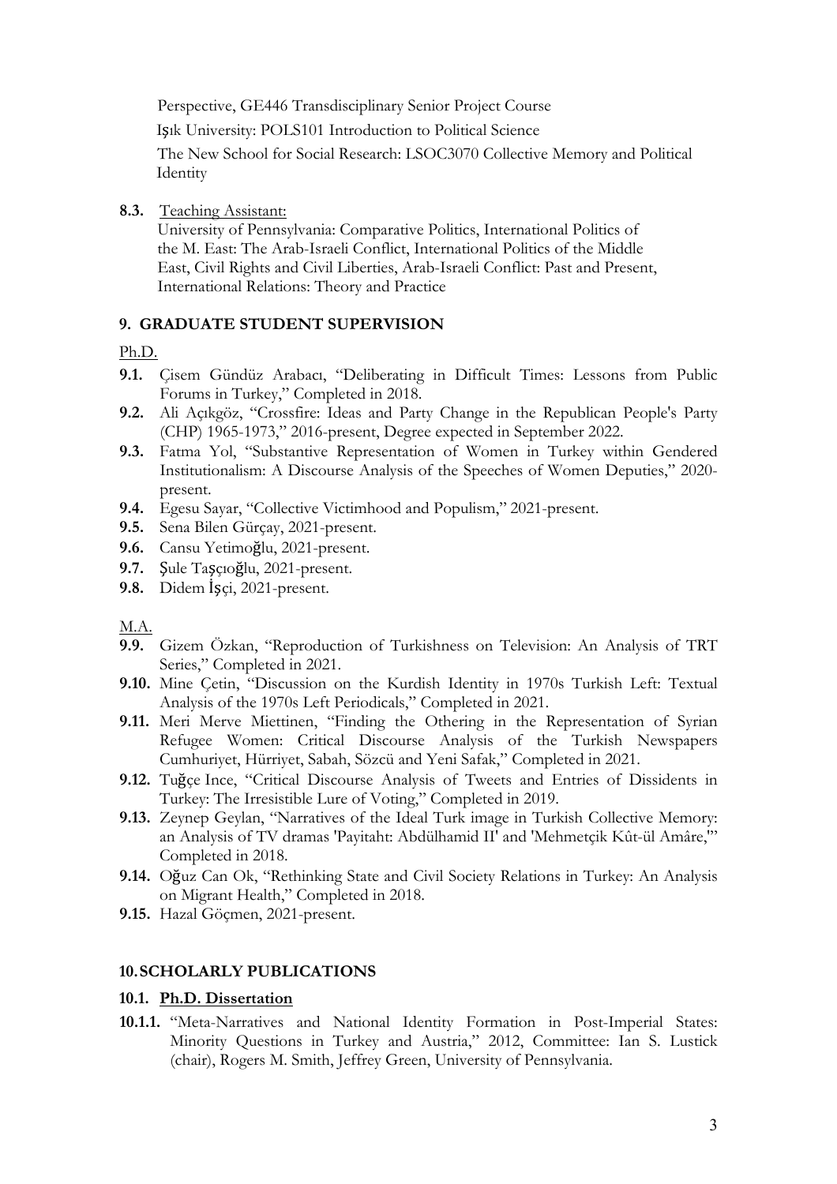Perspective, GE446 Transdisciplinary Senior Project Course

Işık University: POLS101 Introduction to Political Science

The New School for Social Research: LSOC3070 Collective Memory and Political Identity

**8.3.** Teaching Assistant:
University of Pennsylvania: Comparative Politics, International Politics of the M. East: The Arab-Israeli Conflict, International Politics of the Middle East, Civil Rights and Civil Liberties, Arab-Israeli Conflict: Past and Present, International Relations: Theory and Practice

## 9. GRADUATE STUDENT SUPERVISION

Ph.D.

- **9.1.** Çisem Gündüz Arabacı, "Deliberating in Difficult Times: Lessons from Public Forums in Turkey," Completed in 2018.
- **9.2.** Ali Açıkgöz, "Crossfire: Ideas and Party Change in the Republican People's Party (CHP) 1965-1973," 2016-present, Degree expected in September 2022.
- **9.3.** Fatma Yol, "Substantive Representation of Women in Turkey within Gendered Institutionalism: A Discourse Analysis of the Speeches of Women Deputies," 2020-present.
- **9.4.** Egesu Sayar, "Collective Victimhood and Populism," 2021-present.
- **9.5.** Sena Bilen Gürçay, 2021-present.
- **9.6.** Cansu Yetimoğlu, 2021-present.
- **9.7.** Şule Taşçıoğlu, 2021-present.
- **9.8.** Didem İşçi, 2021-present.

M.A.

- **9.9.** Gizem Özkan, "Reproduction of Turkishness on Television: An Analysis of TRT Series," Completed in 2021.
- **9.10.** Mine Çetin, "Discussion on the Kurdish Identity in 1970s Turkish Left: Textual Analysis of the 1970s Left Periodicals," Completed in 2021.
- **9.11.** Meri Merve Miettinen, "Finding the Othering in the Representation of Syrian Refugee Women: Critical Discourse Analysis of the Turkish Newspapers Cumhuriyet, Hürriyet, Sabah, Sözcü and Yeni Safak," Completed in 2021.
- **9.12.** Tuğçe Ince, "Critical Discourse Analysis of Tweets and Entries of Dissidents in Turkey: The Irresistible Lure of Voting," Completed in 2019.
- **9.13.** Zeynep Geylan, "Narratives of the Ideal Turk image in Turkish Collective Memory: an Analysis of TV dramas 'Payitaht: Abdülhamid II' and 'Mehmetçik Kût-ül Amâre,'" Completed in 2018.
- **9.14.** Oğuz Can Ok, "Rethinking State and Civil Society Relations in Turkey: An Analysis on Migrant Health," Completed in 2018.
- **9.15.** Hazal Göçmen, 2021-present.

## 10. SCHOLARLY PUBLICATIONS

### 10.1. Ph.D. Dissertation

**10.1.1.** "Meta-Narratives and National Identity Formation in Post-Imperial States: Minority Questions in Turkey and Austria," 2012, Committee: Ian S. Lustick (chair), Rogers M. Smith, Jeffrey Green, University of Pennsylvania.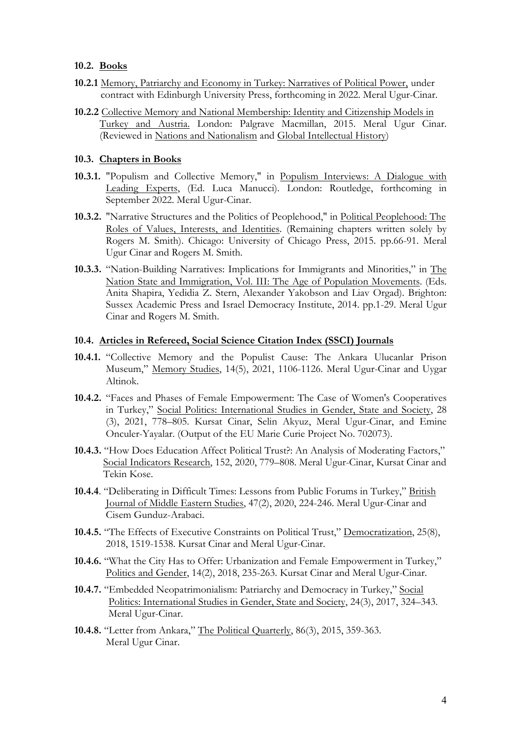### 10.2. <u>Books</u>

**10.2.1** <u>Memory, Patriarchy and Economy in Turkey: Narratives of Political Power,</u> under contract with Edinburgh University Press, forthcoming in 2022. Meral Ugur-Cinar.

**10.2.2** <u>Collective Memory and National Membership: Identity and Citizenship Models in Turkey and Austria.</u> London: Palgrave Macmillan, 2015. Meral Ugur Cinar. (Reviewed in <u>Nations and Nationalism</u> and <u>Global Intellectual History</u>)

### 10.3. <u>Chapters in Books</u>

**10.3.1.** "Populism and Collective Memory," in <u>Populism Interviews: A Dialogue with Leading Experts</u>, (Ed. Luca Manucci). London: Routledge, forthcoming in September 2022. Meral Ugur-Cinar.

**10.3.2.** "Narrative Structures and the Politics of Peoplehood," in <u>Political Peoplehood: The Roles of Values, Interests, and Identities</u>. (Remaining chapters written solely by Rogers M. Smith). Chicago: University of Chicago Press, 2015. pp.66-91. Meral Ugur Cinar and Rogers M. Smith.

**10.3.3.** "Nation-Building Narratives: Implications for Immigrants and Minorities," in <u>The Nation State and Immigration, Vol. III: The Age of Population Movements</u>. (Eds. Anita Shapira, Yedidia Z. Stern, Alexander Yakobson and Liav Orgad). Brighton: Sussex Academic Press and Israel Democracy Institute, 2014. pp.1-29. Meral Ugur Cinar and Rogers M. Smith.

### 10.4. <u>Articles in Refereed, Social Science Citation Index (SSCI) Journals</u>

**10.4.1.** "Collective Memory and the Populist Cause: The Ankara Ulucanlar Prison Museum," <u>Memory Studies</u>, 14(5), 2021, 1106-1126. Meral Ugur-Cinar and Uygar Altinok.

**10.4.2.** "Faces and Phases of Female Empowerment: The Case of Women's Cooperatives in Turkey," <u>Social Politics: International Studies in Gender, State and Society</u>, 28 (3), 2021, 778–805. Kursat Cinar, Selin Akyuz, Meral Ugur-Cinar, and Emine Onculer-Yayalar. (Output of the EU Marie Curie Project No. 702073).

**10.4.3.** "How Does Education Affect Political Trust?: An Analysis of Moderating Factors," <u>Social Indicators Research</u>, 152, 2020, 779–808. Meral Ugur-Cinar, Kursat Cinar and Tekin Kose.

**10.4.4**. "Deliberating in Difficult Times: Lessons from Public Forums in Turkey," <u>British Journal of Middle Eastern Studies</u>, 47(2), 2020, 224-246. Meral Ugur-Cinar and Cisem Gunduz-Arabaci.

**10.4.5.** "The Effects of Executive Constraints on Political Trust," <u>Democratization</u>, 25(8), 2018, 1519-1538. Kursat Cinar and Meral Ugur-Cinar.

**10.4.6.** "What the City Has to Offer: Urbanization and Female Empowerment in Turkey," <u>Politics and Gender</u>, 14(2), 2018, 235-263. Kursat Cinar and Meral Ugur-Cinar.

**10.4.7.** "Embedded Neopatrimonialism: Patriarchy and Democracy in Turkey," <u>Social Politics: International Studies in Gender, State and Society</u>, 24(3), 2017, 324–343. Meral Ugur-Cinar.

**10.4.8.** "Letter from Ankara," <u>The Political Quarterly</u>, 86(3), 2015, 359-363. Meral Ugur Cinar.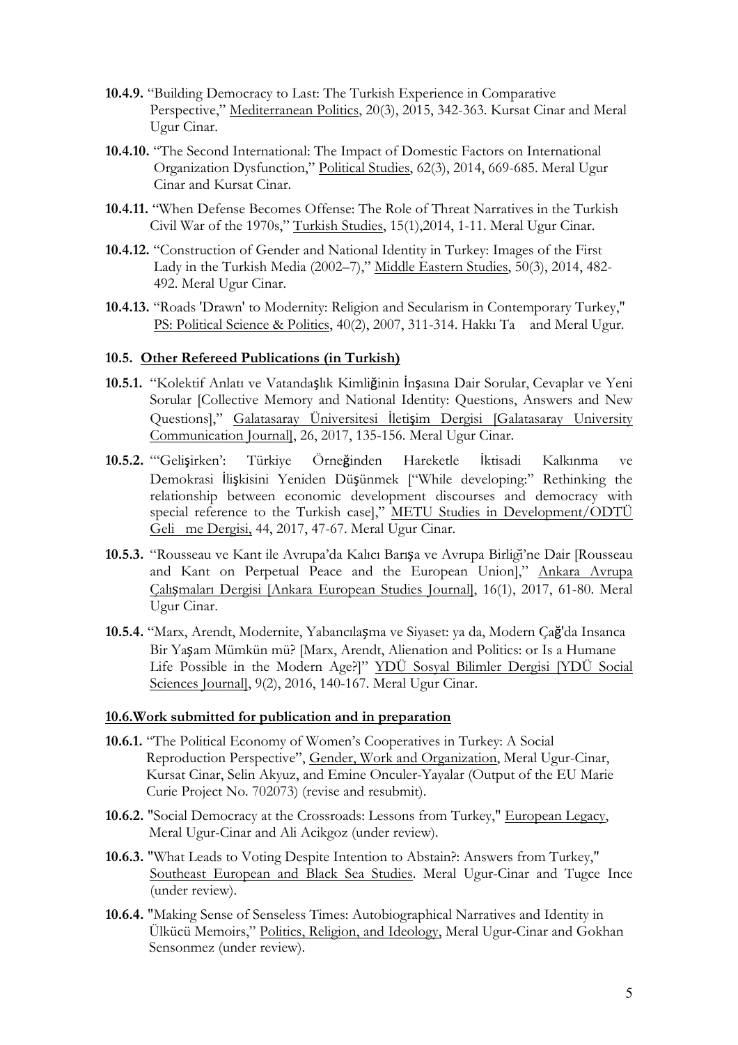**10.4.9.** "Building Democracy to Last: The Turkish Experience in Comparative Perspective," Mediterranean Politics, 20(3), 2015, 342-363. Kursat Cinar and Meral Ugur Cinar.

**10.4.10.** "The Second International: The Impact of Domestic Factors on International Organization Dysfunction," Political Studies, 62(3), 2014, 669-685. Meral Ugur Cinar and Kursat Cinar.

**10.4.11.** "When Defense Becomes Offense: The Role of Threat Narratives in the Turkish Civil War of the 1970s," Turkish Studies, 15(1),2014, 1-11. Meral Ugur Cinar.

**10.4.12.** "Construction of Gender and National Identity in Turkey: Images of the First Lady in the Turkish Media (2002–7)," Middle Eastern Studies, 50(3), 2014, 482-492. Meral Ugur Cinar.

**10.4.13.** "Roads 'Drawn' to Modernity: Religion and Secularism in Contemporary Turkey," PS: Political Science & Politics, 40(2), 2007, 311-314. Hakkı Ta  and Meral Ugur.

#### 10.5. Other Refereed Publications (in Turkish)

**10.5.1.** "Kolektif Anlatı ve Vatandaşlık Kimliğinin İnşasına Dair Sorular, Cevaplar ve Yeni Sorular [Collective Memory and National Identity: Questions, Answers and New Questions]," Galatasaray Üniversitesi İletişim Dergisi [Galatasaray University Communication Journal], 26, 2017, 135-156. Meral Ugur Cinar.

**10.5.2.** "'Gelişirken': Türkiye Örneğinden Hareketle İktisadi Kalkınma ve Demokrasi İlişkisini Yeniden Düşünmek ["While developing:" Rethinking the relationship between economic development discourses and democracy with special reference to the Turkish case]," METU Studies in Development/ODTÜ Geli  me Dergisi, 44, 2017, 47-67. Meral Ugur Cinar.

**10.5.3.** "Rousseau ve Kant ile Avrupa'da Kalıcı Barışa ve Avrupa Birliği'ne Dair [Rousseau and Kant on Perpetual Peace and the European Union]," Ankara Avrupa Çalışmaları Dergisi [Ankara European Studies Journal], 16(1), 2017, 61-80. Meral Ugur Cinar.

**10.5.4.** "Marx, Arendt, Modernite, Yabancılaşma ve Siyaset: ya da, Modern Çağ'da Insanca Bir Yaşam Mümkün mü? [Marx, Arendt, Alienation and Politics: or Is a Humane Life Possible in the Modern Age?]" YDÜ Sosyal Bilimler Dergisi [YDÜ Social Sciences Journal], 9(2), 2016, 140-167. Meral Ugur Cinar.

#### 10.6.Work submitted for publication and in preparation

**10.6.1.** "The Political Economy of Women's Cooperatives in Turkey: A Social Reproduction Perspective", Gender, Work and Organization, Meral Ugur-Cinar, Kursat Cinar, Selin Akyuz, and Emine Onculer-Yayalar (Output of the EU Marie Curie Project No. 702073) (revise and resubmit).

**10.6.2.** "Social Democracy at the Crossroads: Lessons from Turkey," European Legacy, Meral Ugur-Cinar and Ali Acikgoz (under review).

**10.6.3.** "What Leads to Voting Despite Intention to Abstain?: Answers from Turkey," Southeast European and Black Sea Studies. Meral Ugur-Cinar and Tugce Ince (under review).

**10.6.4.** "Making Sense of Senseless Times: Autobiographical Narratives and Identity in Ülkücü Memoirs," Politics, Religion, and Ideology, Meral Ugur-Cinar and Gokhan Sensonmez (under review).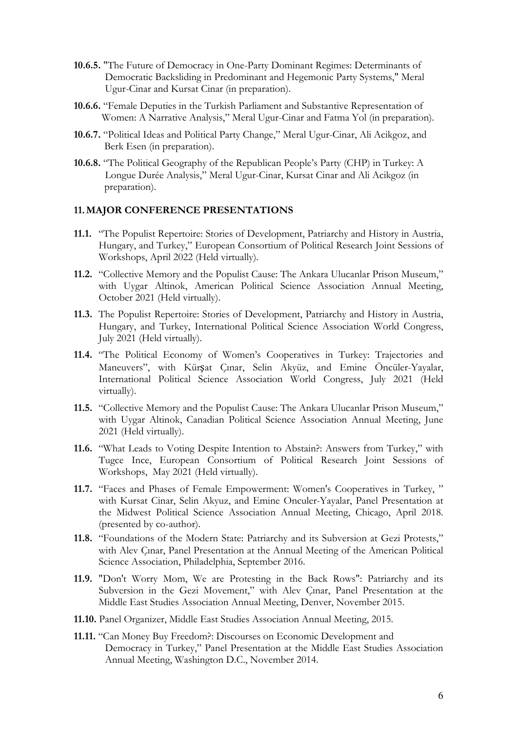**10.6.5.** "The Future of Democracy in One-Party Dominant Regimes: Determinants of Democratic Backsliding in Predominant and Hegemonic Party Systems," Meral Ugur-Cinar and Kursat Cinar (in preparation).

**10.6.6.** "Female Deputies in the Turkish Parliament and Substantive Representation of Women: A Narrative Analysis," Meral Ugur-Cinar and Fatma Yol (in preparation).

**10.6.7.** "Political Ideas and Political Party Change," Meral Ugur-Cinar, Ali Acikgoz, and Berk Esen (in preparation).

**10.6.8.** "The Political Geography of the Republican People's Party (CHP) in Turkey: A Longue Durée Analysis," Meral Ugur-Cinar, Kursat Cinar and Ali Acikgoz (in preparation).

## 11. MAJOR CONFERENCE PRESENTATIONS

**11.1.** "The Populist Repertoire: Stories of Development, Patriarchy and History in Austria, Hungary, and Turkey," European Consortium of Political Research Joint Sessions of Workshops, April 2022 (Held virtually).

**11.2.** "Collective Memory and the Populist Cause: The Ankara Ulucanlar Prison Museum," with Uygar Altinok, American Political Science Association Annual Meeting, October 2021 (Held virtually).

**11.3.** The Populist Repertoire: Stories of Development, Patriarchy and History in Austria, Hungary, and Turkey, International Political Science Association World Congress, July 2021 (Held virtually).

**11.4.** "The Political Economy of Women's Cooperatives in Turkey: Trajectories and Maneuvers", with Kürşat Çınar, Selin Akyüz, and Emine Öncüler-Yayalar, International Political Science Association World Congress, July 2021 (Held virtually).

**11.5.** "Collective Memory and the Populist Cause: The Ankara Ulucanlar Prison Museum," with Uygar Altinok, Canadian Political Science Association Annual Meeting, June 2021 (Held virtually).

**11.6.** "What Leads to Voting Despite Intention to Abstain?: Answers from Turkey," with Tugce Ince, European Consortium of Political Research Joint Sessions of Workshops, May 2021 (Held virtually).

**11.7.** "Faces and Phases of Female Empowerment: Women's Cooperatives in Turkey, " with Kursat Cinar, Selin Akyuz, and Emine Onculer-Yayalar, Panel Presentation at the Midwest Political Science Association Annual Meeting, Chicago, April 2018. (presented by co-author).

**11.8.** "Foundations of the Modern State: Patriarchy and its Subversion at Gezi Protests," with Alev Çınar, Panel Presentation at the Annual Meeting of the American Political Science Association, Philadelphia, September 2016.

**11.9.** "Don't Worry Mom, We are Protesting in the Back Rows": Patriarchy and its Subversion in the Gezi Movement," with Alev Çınar, Panel Presentation at the Middle East Studies Association Annual Meeting, Denver, November 2015.

**11.10.** Panel Organizer, Middle East Studies Association Annual Meeting, 2015.

**11.11.** "Can Money Buy Freedom?: Discourses on Economic Development and Democracy in Turkey," Panel Presentation at the Middle East Studies Association Annual Meeting, Washington D.C., November 2014.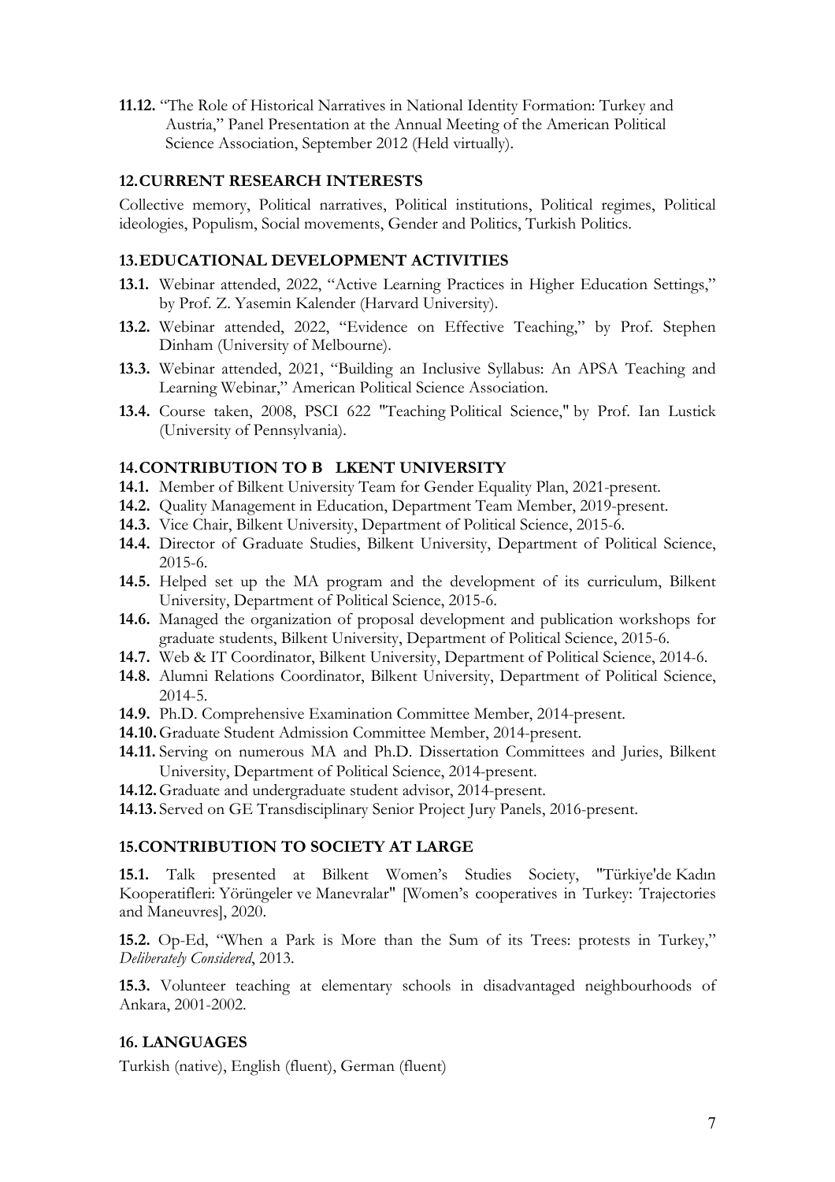**11.12.** "The Role of Historical Narratives in National Identity Formation: Turkey and Austria," Panel Presentation at the Annual Meeting of the American Political Science Association, September 2012 (Held virtually).

## 12. CURRENT RESEARCH INTERESTS

Collective memory, Political narratives, Political institutions, Political regimes, Political ideologies, Populism, Social movements, Gender and Politics, Turkish Politics.

## 13. EDUCATIONAL DEVELOPMENT ACTIVITIES

**13.1.** Webinar attended, 2022, "Active Learning Practices in Higher Education Settings," by Prof. Z. Yasemin Kalender (Harvard University).

**13.2.** Webinar attended, 2022, "Evidence on Effective Teaching," by Prof. Stephen Dinham (University of Melbourne).

**13.3.** Webinar attended, 2021, "Building an Inclusive Syllabus: An APSA Teaching and Learning Webinar," American Political Science Association.

**13.4.** Course taken, 2008, PSCI 622 "Teaching Political Science," by Prof. Ian Lustick (University of Pennsylvania).

## 14. CONTRIBUTION TO B LKENT UNIVERSITY

**14.1.** Member of Bilkent University Team for Gender Equality Plan, 2021-present.

**14.2.** Quality Management in Education, Department Team Member, 2019-present.

**14.3.** Vice Chair, Bilkent University, Department of Political Science, 2015-6.

**14.4.** Director of Graduate Studies, Bilkent University, Department of Political Science, 2015-6.

**14.5.** Helped set up the MA program and the development of its curriculum, Bilkent University, Department of Political Science, 2015-6.

**14.6.** Managed the organization of proposal development and publication workshops for graduate students, Bilkent University, Department of Political Science, 2015-6.

**14.7.** Web & IT Coordinator, Bilkent University, Department of Political Science, 2014-6.

**14.8.** Alumni Relations Coordinator, Bilkent University, Department of Political Science, 2014-5.

**14.9.** Ph.D. Comprehensive Examination Committee Member, 2014-present.

**14.10.** Graduate Student Admission Committee Member, 2014-present.

**14.11.** Serving on numerous MA and Ph.D. Dissertation Committees and Juries, Bilkent University, Department of Political Science, 2014-present.

**14.12.** Graduate and undergraduate student advisor, 2014-present.

**14.13.** Served on GE Transdisciplinary Senior Project Jury Panels, 2016-present.

## 15. CONTRIBUTION TO SOCIETY AT LARGE

**15.1.** Talk presented at Bilkent Women's Studies Society, "Türkiye'de Kadın Kooperatifleri: Yörüngeler ve Manevralar" [Women's cooperatives in Turkey: Trajectories and Maneuvres], 2020.

**15.2.** Op-Ed, "When a Park is More than the Sum of its Trees: protests in Turkey," *Deliberately Considered*, 2013.

**15.3.** Volunteer teaching at elementary schools in disadvantaged neighbourhoods of Ankara, 2001-2002.

## 16. LANGUAGES

Turkish (native), English (fluent), German (fluent)